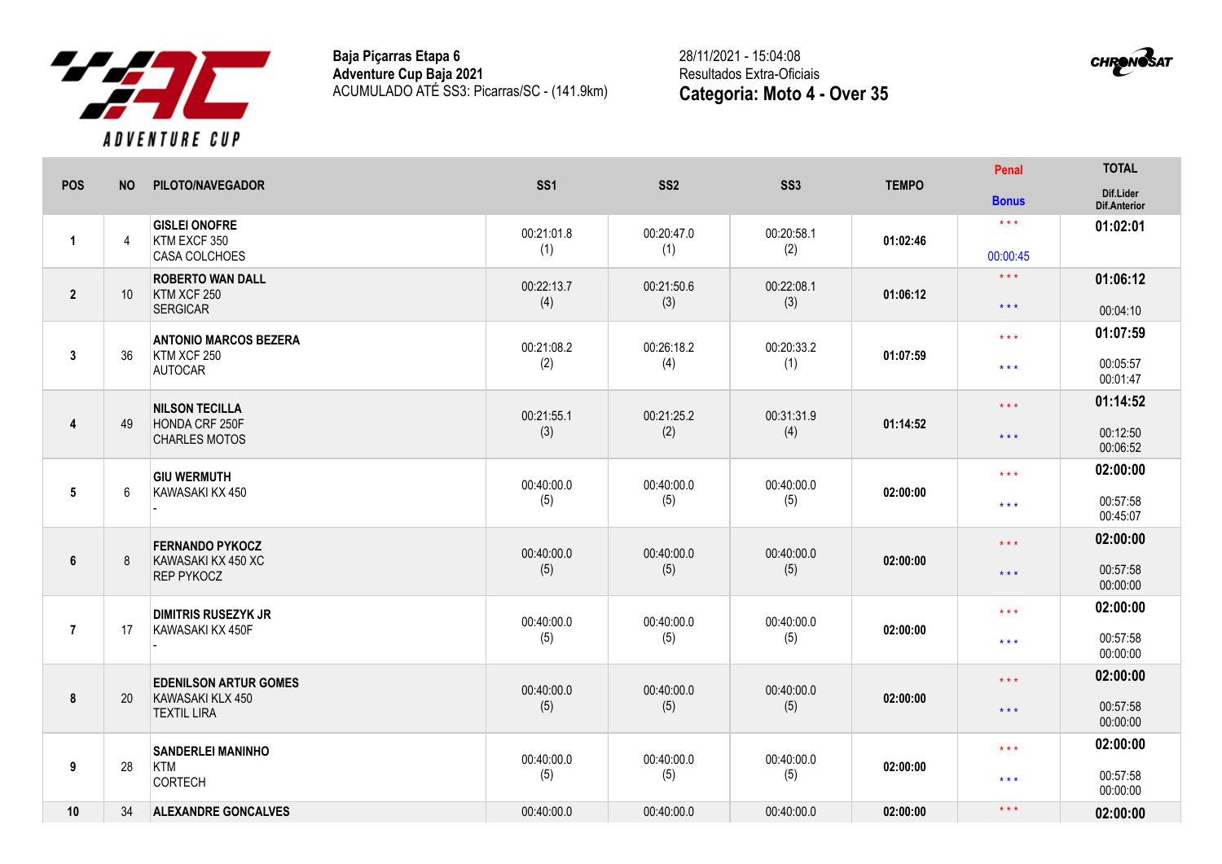**Baja Piçarras Etapa 6**
**Adventure Cup Baja 2021**
ACUMULADO ATÉ SS3: Picarras/SC - (141.9km)

28/11/2021 - 15:04:08
Resultados Extra-Oficiais
**Categoria: Moto 4 - Over 35**

| POS | NO | PILOTO/NAVEGADOR | SS1 | SS2 | SS3 | TEMPO | Penal / Bonus | TOTAL / Dif.Lider / Dif.Anterior |
|---|---|---|---|---|---|---|---|---|
| 1 | 4 | **GISLEI ONOFRE** KTM EXCF 350 CASA COLCHOES | 00:21:01.8 (1) | 00:20:47.0 (1) | 00:20:58.1 (2) | **01:02:46** | * * * / 00:00:45 | **01:02:01** |
| 2 | 10 | **ROBERTO WAN DALL** KTM XCF 250 SERGICAR | 00:22:13.7 (4) | 00:21:50.6 (3) | 00:22:08.1 (3) | **01:06:12** | * * * / * * * | **01:06:12** 00:04:10 |
| 3 | 36 | **ANTONIO MARCOS BEZERA** KTM XCF 250 AUTOCAR | 00:21:08.2 (2) | 00:26:18.2 (4) | 00:20:33.2 (1) | **01:07:59** | * * * / * * * | **01:07:59** 00:05:57 00:01:47 |
| 4 | 49 | **NILSON TECILLA** HONDA CRF 250F CHARLES MOTOS | 00:21:55.1 (3) | 00:21:25.2 (2) | 00:31:31.9 (4) | **01:14:52** | * * * / * * * | **01:14:52** 00:12:50 00:06:52 |
| 5 | 6 | **GIU WERMUTH** KAWASAKI KX 450 - | 00:40:00.0 (5) | 00:40:00.0 (5) | 00:40:00.0 (5) | **02:00:00** | * * * / * * * | **02:00:00** 00:57:58 00:45:07 |
| 6 | 8 | **FERNANDO PYKOCZ** KAWASAKI KX 450 XC REP PYKOCZ | 00:40:00.0 (5) | 00:40:00.0 (5) | 00:40:00.0 (5) | **02:00:00** | * * * / * * * | **02:00:00** 00:57:58 00:00:00 |
| 7 | 17 | **DIMITRIS RUSEZYK JR** KAWASAKI KX 450F - | 00:40:00.0 (5) | 00:40:00.0 (5) | 00:40:00.0 (5) | **02:00:00** | * * * / * * * | **02:00:00** 00:57:58 00:00:00 |
| 8 | 20 | **EDENILSON ARTUR GOMES** KAWASAKI KLX 450 TEXTIL LIRA | 00:40:00.0 (5) | 00:40:00.0 (5) | 00:40:00.0 (5) | **02:00:00** | * * * / * * * | **02:00:00** 00:57:58 00:00:00 |
| 9 | 28 | **SANDERLEI MANINHO** KTM CORTECH | 00:40:00.0 (5) | 00:40:00.0 (5) | 00:40:00.0 (5) | **02:00:00** | * * * / * * * | **02:00:00** 00:57:58 00:00:00 |
| 10 | 34 | **ALEXANDRE GONCALVES** | 00:40:00.0 | 00:40:00.0 | 00:40:00.0 | **02:00:00** | * * * | **02:00:00** |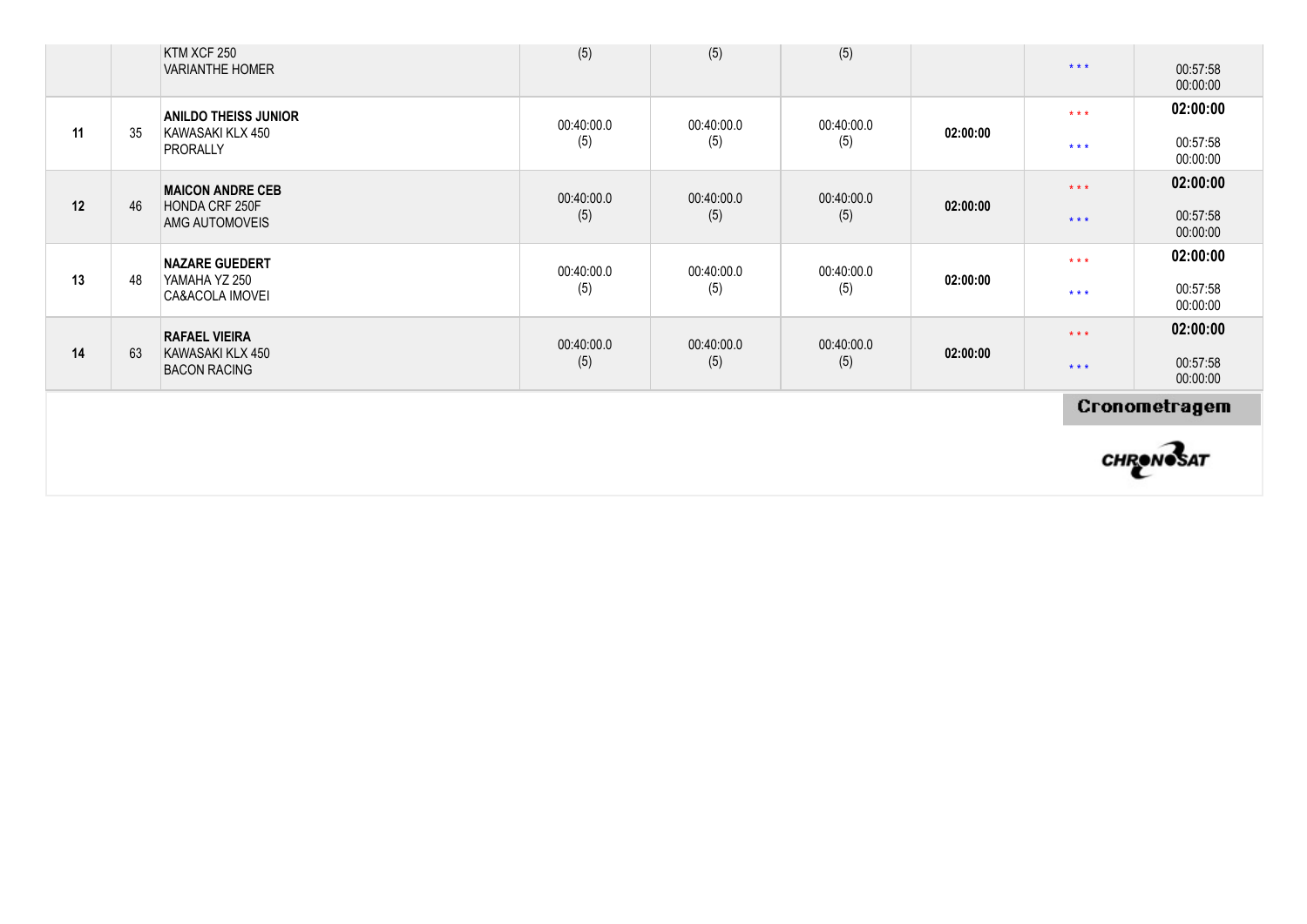| | | | | | | | | |
|---|---|---|---|---|---|---|---|---|
| | | KTM XCF 250<br>VARIANTHE HOMER | (5) | (5) | (5) | | *** | 00:57:58<br>00:00:00 |
| **11** | 35 | **ANILDO THEISS JUNIOR**<br>KAWASAKI KLX 450<br>PRORALLY | 00:40:00.0<br>(5) | 00:40:00.0<br>(5) | 00:40:00.0<br>(5) | **02:00:00** | ***<br>*** | **02:00:00**<br>00:57:58<br>00:00:00 |
| **12** | 46 | **MAICON ANDRE CEB**<br>HONDA CRF 250F<br>AMG AUTOMOVEIS | 00:40:00.0<br>(5) | 00:40:00.0<br>(5) | 00:40:00.0<br>(5) | **02:00:00** | ***<br>*** | **02:00:00**<br>00:57:58<br>00:00:00 |
| **13** | 48 | **NAZARE GUEDERT**<br>YAMAHA YZ 250<br>CA&ACOLA IMOVEI | 00:40:00.0<br>(5) | 00:40:00.0<br>(5) | 00:40:00.0<br>(5) | **02:00:00** | ***<br>*** | **02:00:00**<br>00:57:58<br>00:00:00 |
| **14** | 63 | **RAFAEL VIEIRA**<br>KAWASAKI KLX 450<br>BACON RACING | 00:40:00.0<br>(5) | 00:40:00.0<br>(5) | 00:40:00.0<br>(5) | **02:00:00** | ***<br>*** | **02:00:00**<br>00:57:58<br>00:00:00 |

Cronometragem

CHRONOSAT